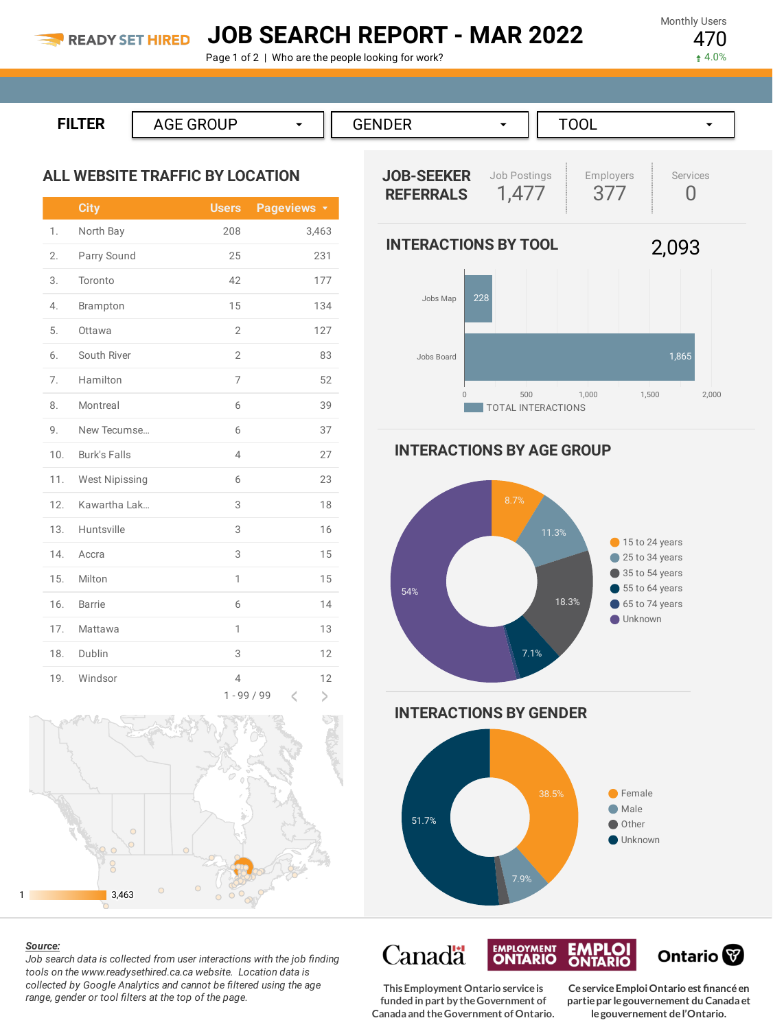READY SET HIRED

# JOB SEARCH REPORT - MAR 2022

Page 1 of 2 | Who are the people looking for work?

Monthly Users
470
↑ 4.0%

FILTER: AGE GROUP | GENDER | TOOL

## ALL WEBSITE TRAFFIC BY LOCATION

| | City | Users | Pageviews |
|---|---|---|---|
| 1. | North Bay | 208 | 3,463 |
| 2. | Parry Sound | 25 | 231 |
| 3. | Toronto | 42 | 177 |
| 4. | Brampton | 15 | 134 |
| 5. | Ottawa | 2 | 127 |
| 6. | South River | 2 | 83 |
| 7. | Hamilton | 7 | 52 |
| 8. | Montreal | 6 | 39 |
| 9. | New Tecumse... | 6 | 37 |
| 10. | Burk's Falls | 4 | 27 |
| 11. | West Nipissing | 6 | 23 |
| 12. | Kawartha Lak... | 3 | 18 |
| 13. | Huntsville | 3 | 16 |
| 14. | Accra | 3 | 15 |
| 15. | Milton | 1 | 15 |
| 16. | Barrie | 6 | 14 |
| 17. | Mattawa | 1 | 13 |
| 18. | Dublin | 3 | 12 |
| 19. | Windsor | 4 | 12 |

1 - 99 / 99

1 — 3,463

## JOB-SEEKER REFERRALS

| Job Postings | Employers | Services |
|---|---|---|
| 1,477 | 377 | 0 |

## INTERACTIONS BY TOOL

2,093

| Tool | Total Interactions |
|---|---|
| Jobs Map | 228 |
| Jobs Board | 1,865 |

## INTERACTIONS BY AGE GROUP

| Age Group | Share |
|---|---|
| 15 to 24 years | 8.7% |
| 25 to 34 years | 11.3% |
| 35 to 54 years | 18.3% |
| 55 to 64 years | 7.1% |
| 65 to 74 years | |
| Unknown | 54% |

## INTERACTIONS BY GENDER

| Gender | Share |
|---|---|
| Female | 38.5% |
| Male | 7.9% |
| Other | |
| Unknown | 51.7% |

***Source:***
*Job search data is collected from user interactions with the job finding tools on the www.readysethired.ca.ca website. Location data is collected by Google Analytics and cannot be filtered using the age range, gender or tool filters at the top of the page.*

Canada | EMPLOYMENT ONTARIO / EMPLOI ONTARIO | Ontario

This Employment Ontario service is funded in part by the Government of Canada and the Government of Ontario.

Ce service Emploi Ontario est financé en partie par le gouvernement du Canada et le gouvernement de l'Ontario.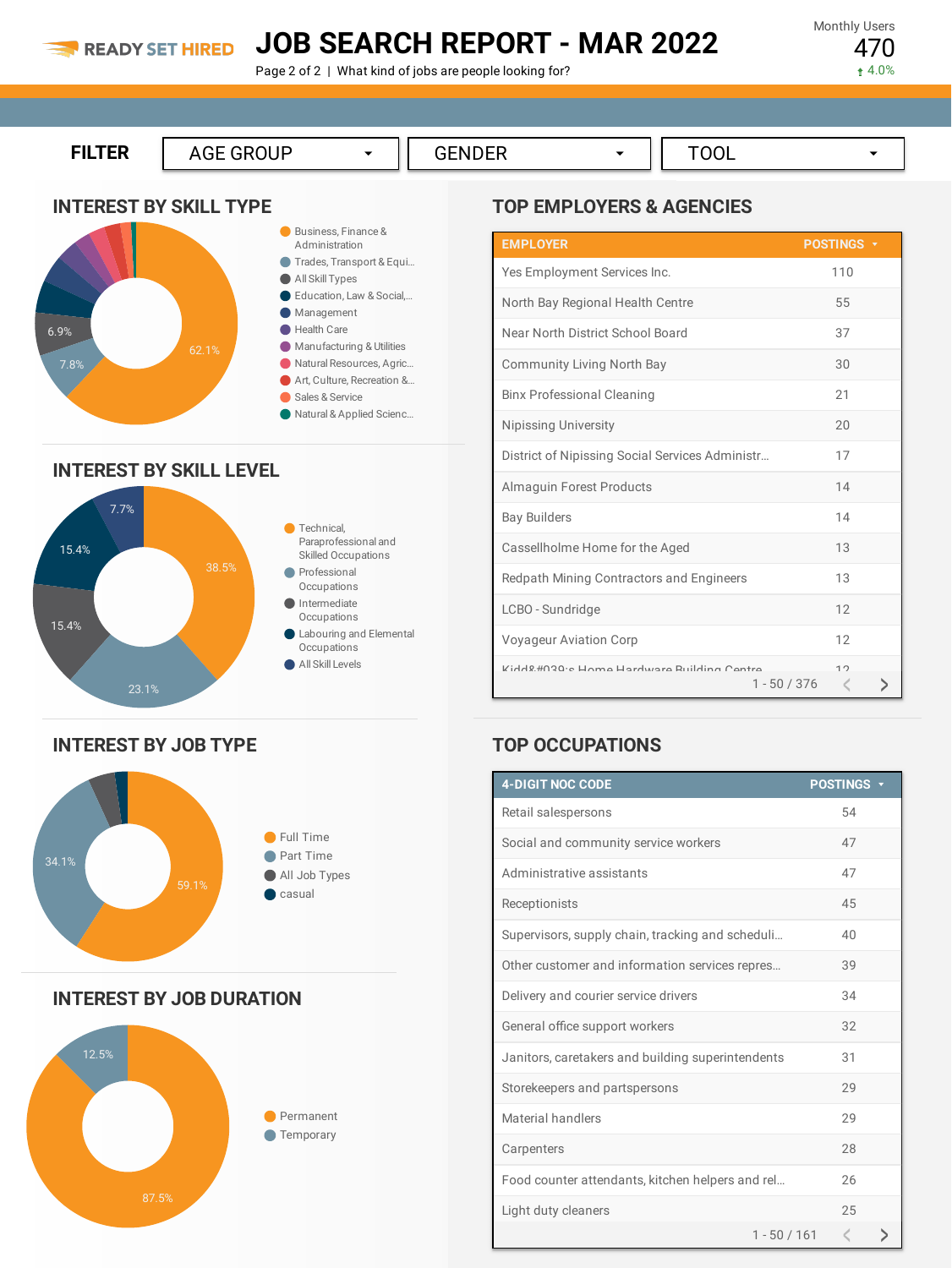READY SET HIRED

# JOB SEARCH REPORT - MAR 2022

Page 2 of 2 | What kind of jobs are people looking for?

Monthly Users
470
↑ 4.0%

FILTER: AGE GROUP | GENDER | TOOL

## INTEREST BY SKILL TYPE

62.1%
7.8%
6.9%

- Business, Finance & Administration
- Trades, Transport & Equi...
- All Skill Types
- Education, Law & Social,...
- Management
- Health Care
- Manufacturing & Utilities
- Natural Resources, Agric...
- Art, Culture, Recreation &...
- Sales & Service
- Natural & Applied Scienc...

## INTEREST BY SKILL LEVEL

38.5%
23.1%
15.4%
15.4%
7.7%

- Technical, Paraprofessional and Skilled Occupations
- Professional Occupations
- Intermediate Occupations
- Labouring and Elemental Occupations
- All Skill Levels

## INTEREST BY JOB TYPE

59.1%
34.1%

- Full Time
- Part Time
- All Job Types
- casual

## INTEREST BY JOB DURATION

87.5%
12.5%

- Permanent
- Temporary

## TOP EMPLOYERS & AGENCIES

| EMPLOYER | POSTINGS |
|---|---|
| Yes Employment Services Inc. | 110 |
| North Bay Regional Health Centre | 55 |
| Near North District School Board | 37 |
| Community Living North Bay | 30 |
| Binx Professional Cleaning | 21 |
| Nipissing University | 20 |
| District of Nipissing Social Services Administr... | 17 |
| Almaguin Forest Products | 14 |
| Bay Builders | 14 |
| Cassellholme Home for the Aged | 13 |
| Redpath Mining Contractors and Engineers | 13 |
| LCBO - Sundridge | 12 |
| Voyageur Aviation Corp | 12 |
| Kidd&#039;s Home Hardware Building Centre | 12 |

1 - 50 / 376

## TOP OCCUPATIONS

| 4-DIGIT NOC CODE | POSTINGS |
|---|---|
| Retail salespersons | 54 |
| Social and community service workers | 47 |
| Administrative assistants | 47 |
| Receptionists | 45 |
| Supervisors, supply chain, tracking and scheduli... | 40 |
| Other customer and information services repres... | 39 |
| Delivery and courier service drivers | 34 |
| General office support workers | 32 |
| Janitors, caretakers and building superintendents | 31 |
| Storekeepers and partspersons | 29 |
| Material handlers | 29 |
| Carpenters | 28 |
| Food counter attendants, kitchen helpers and rel... | 26 |
| Light duty cleaners | 25 |

1 - 50 / 161